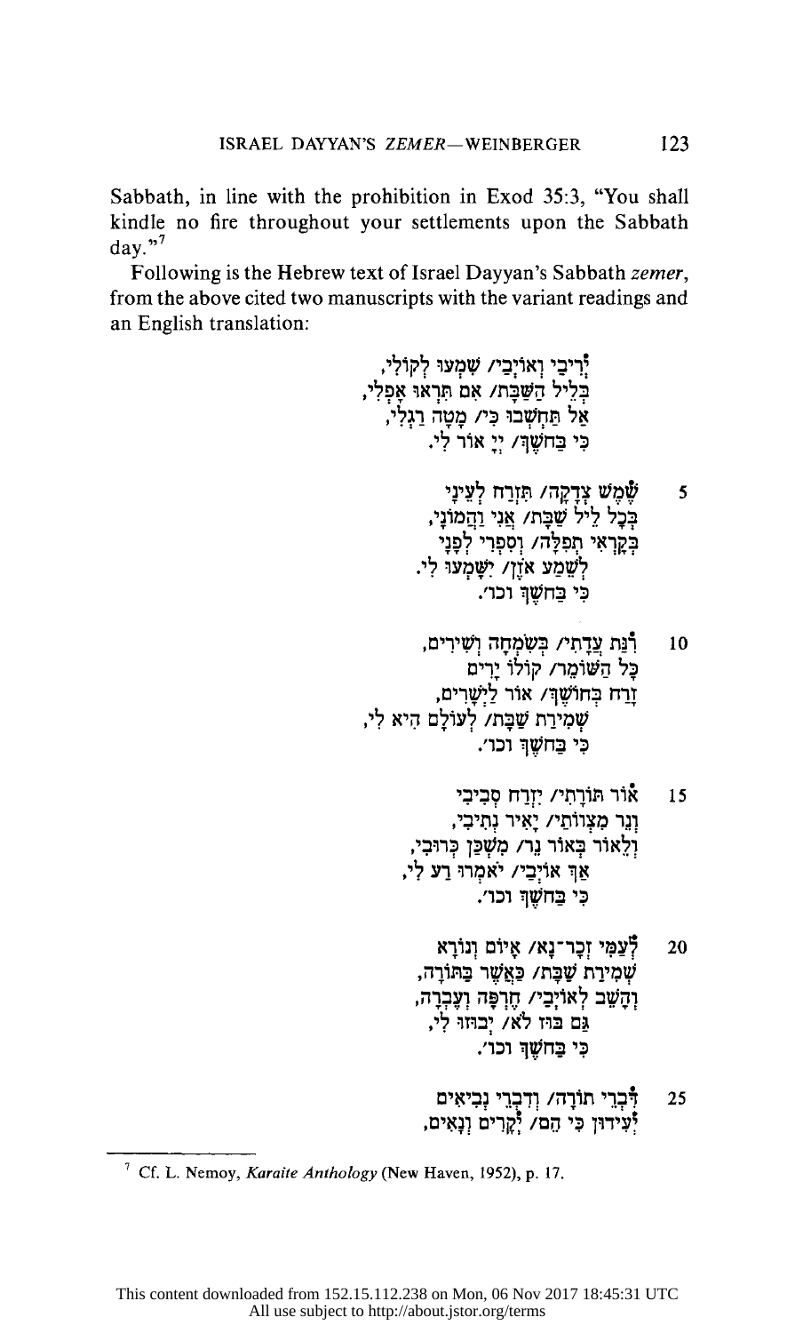Sabbath, in line with the prohibition in Exod 35:3, "You shall kindle no fire throughout your settlements upon the Sabbath day."[7]

Following is the Hebrew text of Israel Dayyan's Sabbath *zemer*, from the above cited two manuscripts with the variant readings and an English translation:

יְרִיבַי וְאוֹיְבַי/ שִׁמְעוּ לְקוֹלִי,
בְּלֵיל הַשַּׁבָּת/ אִם תִּרְאוּ אָפְלִי,
אַל תַּחְשְׁבוּ כִּי/ מָטָה רַגְלִי,
כִּי בַּחֹשֶׁךְ/ יְיָ אוֹר לִי.

5 שֶׁמֶשׁ צְדָקָה/ תִּזְרַח לְעֵינָי
בְּכָל לֵיל שַׁבָּת/ אֲנִי וַהֲמוֹנָי,
בְּקָרְאִי תְפִלָּה/ וְסִפְרִי לְפָנָי
לִשְׁמַע אֹזֶן/ יִשָּׁמְעוּ לִי.
כִּי בַּחֹשֶׁךְ וכו׳.

10 רִנַּת עֲדָתִי/ בְּשִׂמְחָה וְשִׁירִים,
כָּל הַשּׁוֹמֵר/ קוֹלוֹ יָרִים
זָרַח בַּחוֹשֶׁךְ/ אוֹר לַיְשָׁרִים,
שְׁמִירַת שַׁבָּת/ לְעוֹלָם הִיא לִי,
כִּי בַּחֹשֶׁךְ וכו׳.

15 אוֹר תּוֹרָתִי/ יִזְרַח סְבִיבַי
וְנֵר מִצְוֹתַי/ יָאִיר נְתִיבַי,
וְלָאוֹר בְּאוֹר נֵר/ מִשְׁכַּן כְּרוּבַי,
אַף אוֹיְבַי/ יֹאמְרוּ רַע לִי,
כִּי בַּחֹשֶׁךְ וכו׳.

20 לְעַמִּי זְכָר־נָא/ אָיוֹם וְנוֹרָא
שְׁמִירַת שַׁבָּת/ כַּאֲשֶׁר בַּתּוֹרָה,
וְהָשֵׁב לְאוֹיְבַי/ חֶרְפָּה וְעֶבְרָה,
גַּם בּוּז לֹא/ יָבוּזוּ לִי,
כִּי בַּחֹשֶׁךְ וכו׳.

25 דִּבְרֵי תוֹרָה/ וְדִבְרֵי נְבִיאִים
יְעִידוּן כִּי הֵם/ יְקָרִים וְנָאִים,

[7] Cf. L. Nemoy, *Karaite Anthology* (New Haven, 1952), p. 17.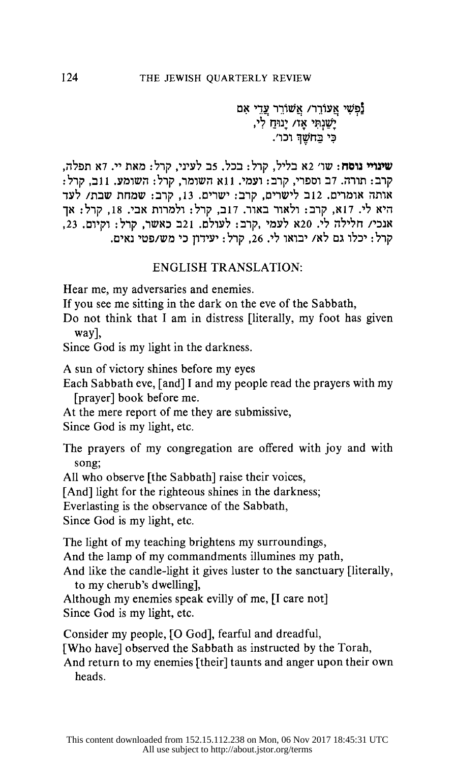נַפְשִׁי אֲעוֹרֵר/ אֲשׁוֹרֵר עֲדֵי אִם
יָשַׁנְתִּי אָז/ יָנוּחַ לִי,
כִּי בַּחֹשֶׁךְ וכו׳.

**שינויי נוסח:** שו׳ 2א בליל, קרל: בכל. 5ב לעיני, קרל: מאת יי. 7א תפלה, קרב: תורה. 7ב וספרי, קרב: ועמי. 11א השומר, קרל: השומע. 11ב, קרל: אותה אומרים. 12ב לישרים, קרב: ישרים. 13, קרב: שמחת שבת/ לעד היא לי. 17א, קרב: ולאור באור. 17ב, קרל: ולמרות אבי. 18, קרל: אך אנכי/ חלילה לי. 20א לעמי ,קרב: לעולם. 21ב כאשר, קרל: וקיום. 23, קרל: יכלו גם לא/ יבואו לי. 26, קרל: יעידון כי מש/פטי נאים.

## ENGLISH TRANSLATION:

Hear me, my adversaries and enemies.
If you see me sitting in the dark on the eve of the Sabbath,
Do not think that I am in distress [literally, my foot has given way],
Since God is my light in the darkness.

A sun of victory shines before my eyes
Each Sabbath eve, [and] I and my people read the prayers with my [prayer] book before me.
At the mere report of me they are submissive,
Since God is my light, etc.

The prayers of my congregation are offered with joy and with song;
All who observe [the Sabbath] raise their voices,
[And] light for the righteous shines in the darkness;
Everlasting is the observance of the Sabbath,
Since God is my light, etc.

The light of my teaching brightens my surroundings,
And the lamp of my commandments illumines my path,
And like the candle-light it gives luster to the sanctuary [literally, to my cherub's dwelling],
Although my enemies speak evilly of me, [I care not]
Since God is my light, etc.

Consider my people, [O God], fearful and dreadful,
[Who have] observed the Sabbath as instructed by the Torah,
And return to my enemies [their] taunts and anger upon their own heads.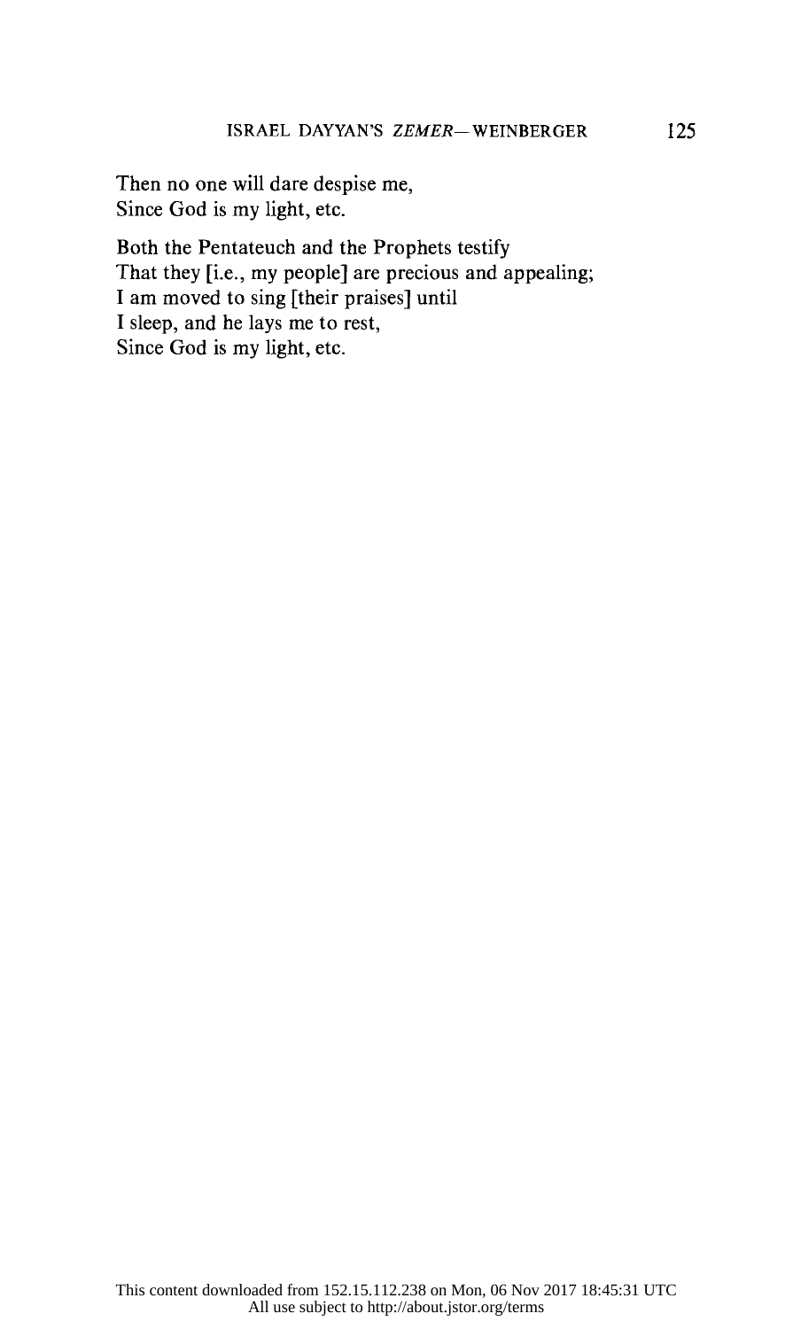Then no one will dare despise me,
Since God is my light, etc.

Both the Pentateuch and the Prophets testify
That they [i.e., my people] are precious and appealing;
I am moved to sing [their praises] until
I sleep, and he lays me to rest,
Since God is my light, etc.